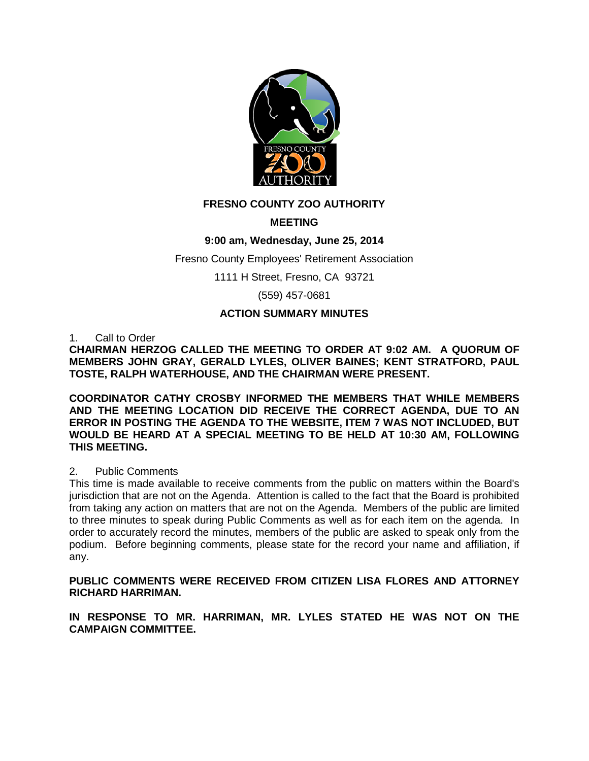# FRESNO COUNTY ZOO AUTHORITY

## MEETING

**9:00 am, Wednesday, June 25, 2014**

Fresno County Employees' Retirement Association

1111 H Street, Fresno, CA 93721

(559) 457-0681

## ACTION SUMMARY MINUTES

1. Call to Order

**CHAIRMAN HERZOG CALLED THE MEETING TO ORDER AT 9:02 AM. A QUORUM OF MEMBERS JOHN GRAY, GERALD LYLES, OLIVER BAINES; KENT STRATFORD, PAUL TOSTE, RALPH WATERHOUSE, AND THE CHAIRMAN WERE PRESENT.**

**COORDINATOR CATHY CROSBY INFORMED THE MEMBERS THAT WHILE MEMBERS AND THE MEETING LOCATION DID RECEIVE THE CORRECT AGENDA, DUE TO AN ERROR IN POSTING THE AGENDA TO THE WEBSITE, ITEM 7 WAS NOT INCLUDED, BUT WOULD BE HEARD AT A SPECIAL MEETING TO BE HELD AT 10:30 AM, FOLLOWING THIS MEETING.**

2. Public Comments

This time is made available to receive comments from the public on matters within the Board's jurisdiction that are not on the Agenda. Attention is called to the fact that the Board is prohibited from taking any action on matters that are not on the Agenda. Members of the public are limited to three minutes to speak during Public Comments as well as for each item on the agenda. In order to accurately record the minutes, members of the public are asked to speak only from the podium. Before beginning comments, please state for the record your name and affiliation, if any.

**PUBLIC COMMENTS WERE RECEIVED FROM CITIZEN LISA FLORES AND ATTORNEY RICHARD HARRIMAN.**

**IN RESPONSE TO MR. HARRIMAN, MR. LYLES STATED HE WAS NOT ON THE CAMPAIGN COMMITTEE.**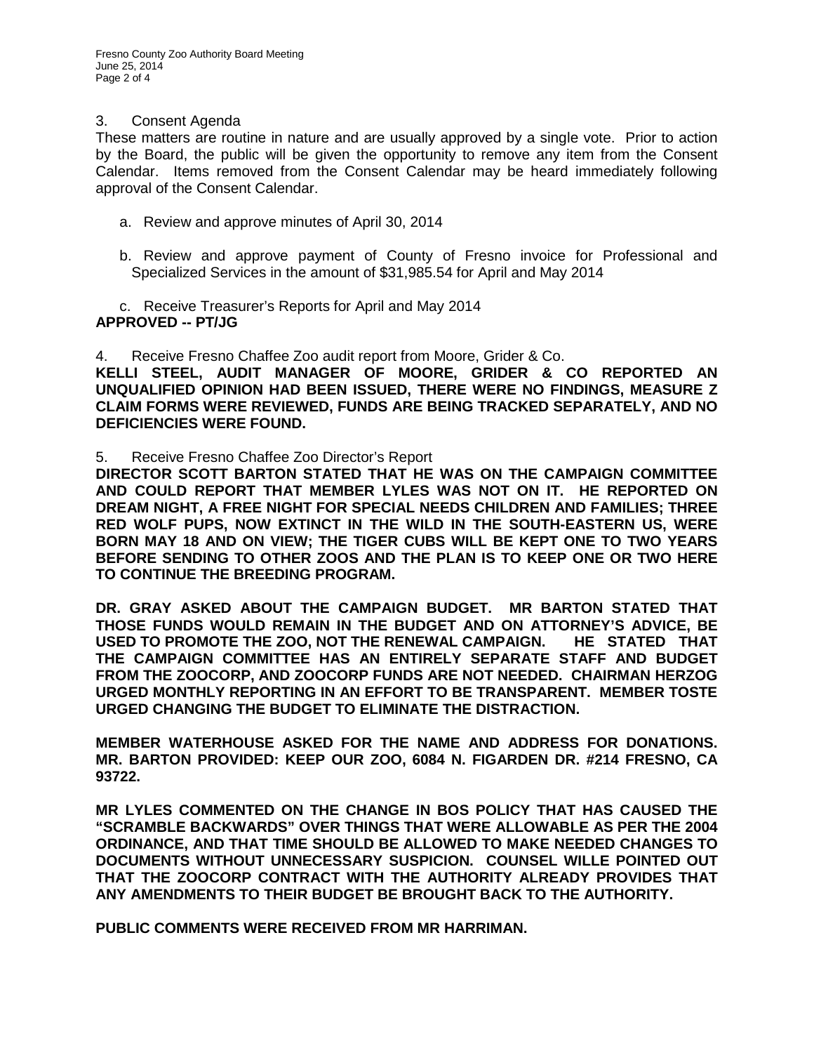3. Consent Agenda

These matters are routine in nature and are usually approved by a single vote. Prior to action by the Board, the public will be given the opportunity to remove any item from the Consent Calendar. Items removed from the Consent Calendar may be heard immediately following approval of the Consent Calendar.

a. Review and approve minutes of April 30, 2014

b. Review and approve payment of County of Fresno invoice for Professional and Specialized Services in the amount of $31,985.54 for April and May 2014

c. Receive Treasurer's Reports for April and May 2014

**APPROVED -- PT/JG**

4. Receive Fresno Chaffee Zoo audit report from Moore, Grider & Co.

**KELLI STEEL, AUDIT MANAGER OF MOORE, GRIDER & CO REPORTED AN UNQUALIFIED OPINION HAD BEEN ISSUED, THERE WERE NO FINDINGS, MEASURE Z CLAIM FORMS WERE REVIEWED, FUNDS ARE BEING TRACKED SEPARATELY, AND NO DEFICIENCIES WERE FOUND.**

5. Receive Fresno Chaffee Zoo Director's Report

**DIRECTOR SCOTT BARTON STATED THAT HE WAS ON THE CAMPAIGN COMMITTEE AND COULD REPORT THAT MEMBER LYLES WAS NOT ON IT. HE REPORTED ON DREAM NIGHT, A FREE NIGHT FOR SPECIAL NEEDS CHILDREN AND FAMILIES; THREE RED WOLF PUPS, NOW EXTINCT IN THE WILD IN THE SOUTH-EASTERN US, WERE BORN MAY 18 AND ON VIEW; THE TIGER CUBS WILL BE KEPT ONE TO TWO YEARS BEFORE SENDING TO OTHER ZOOS AND THE PLAN IS TO KEEP ONE OR TWO HERE TO CONTINUE THE BREEDING PROGRAM.**

**DR. GRAY ASKED ABOUT THE CAMPAIGN BUDGET. MR BARTON STATED THAT THOSE FUNDS WOULD REMAIN IN THE BUDGET AND ON ATTORNEY'S ADVICE, BE USED TO PROMOTE THE ZOO, NOT THE RENEWAL CAMPAIGN. HE STATED THAT THE CAMPAIGN COMMITTEE HAS AN ENTIRELY SEPARATE STAFF AND BUDGET FROM THE ZOOCORP, AND ZOOCORP FUNDS ARE NOT NEEDED. CHAIRMAN HERZOG URGED MONTHLY REPORTING IN AN EFFORT TO BE TRANSPARENT. MEMBER TOSTE URGED CHANGING THE BUDGET TO ELIMINATE THE DISTRACTION.**

**MEMBER WATERHOUSE ASKED FOR THE NAME AND ADDRESS FOR DONATIONS. MR. BARTON PROVIDED: KEEP OUR ZOO, 6084 N. FIGARDEN DR. #214 FRESNO, CA 93722.**

**MR LYLES COMMENTED ON THE CHANGE IN BOS POLICY THAT HAS CAUSED THE "SCRAMBLE BACKWARDS" OVER THINGS THAT WERE ALLOWABLE AS PER THE 2004 ORDINANCE, AND THAT TIME SHOULD BE ALLOWED TO MAKE NEEDED CHANGES TO DOCUMENTS WITHOUT UNNECESSARY SUSPICION. COUNSEL WILLE POINTED OUT THAT THE ZOOCORP CONTRACT WITH THE AUTHORITY ALREADY PROVIDES THAT ANY AMENDMENTS TO THEIR BUDGET BE BROUGHT BACK TO THE AUTHORITY.**

**PUBLIC COMMENTS WERE RECEIVED FROM MR HARRIMAN.**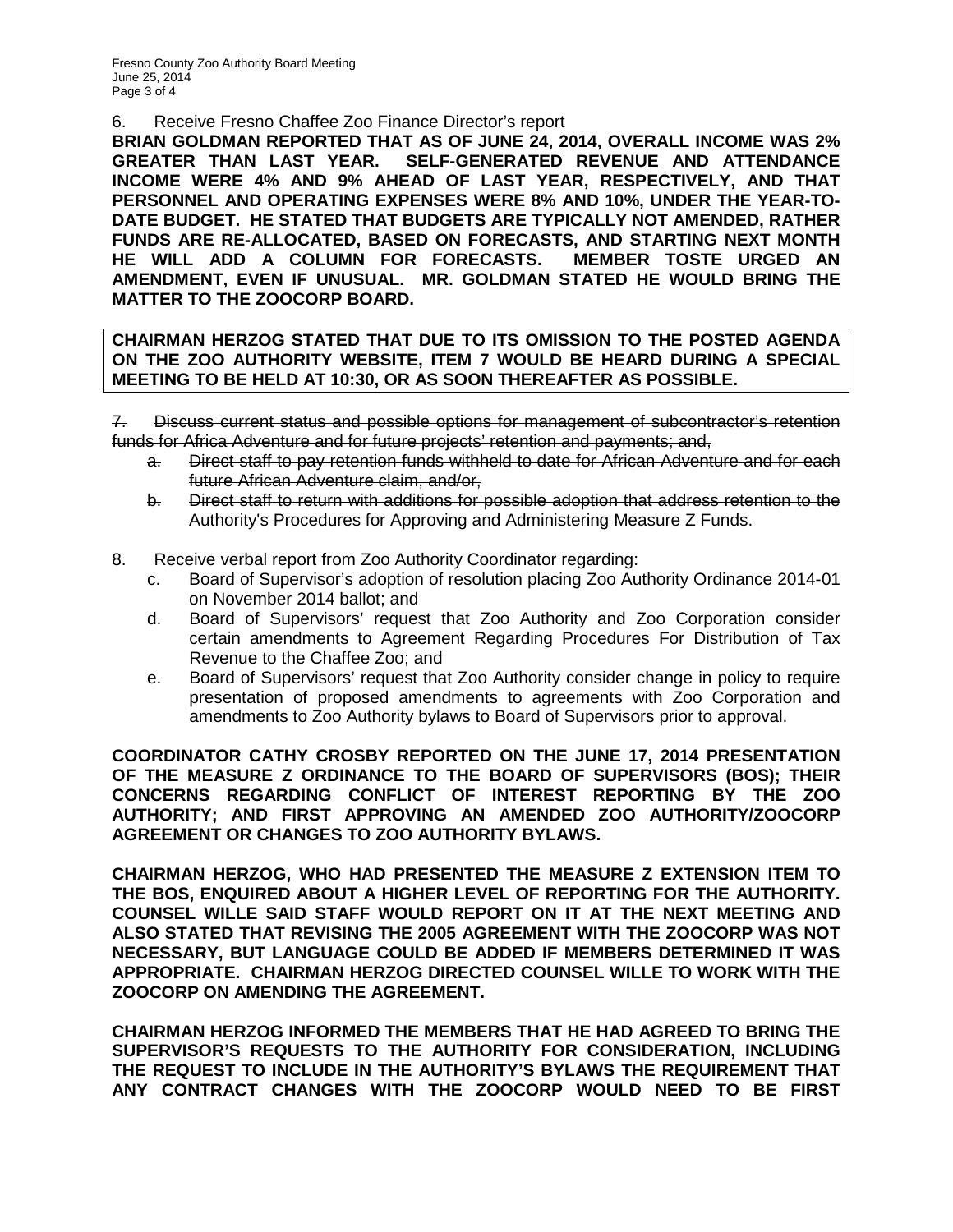6. Receive Fresno Chaffee Zoo Finance Director's report

**BRIAN GOLDMAN REPORTED THAT AS OF JUNE 24, 2014, OVERALL INCOME WAS 2% GREATER THAN LAST YEAR. SELF-GENERATED REVENUE AND ATTENDANCE INCOME WERE 4% AND 9% AHEAD OF LAST YEAR, RESPECTIVELY, AND THAT PERSONNEL AND OPERATING EXPENSES WERE 8% AND 10%, UNDER THE YEAR-TO-DATE BUDGET. HE STATED THAT BUDGETS ARE TYPICALLY NOT AMENDED, RATHER FUNDS ARE RE-ALLOCATED, BASED ON FORECASTS, AND STARTING NEXT MONTH HE WILL ADD A COLUMN FOR FORECASTS. MEMBER TOSTE URGED AN AMENDMENT, EVEN IF UNUSUAL. MR. GOLDMAN STATED HE WOULD BRING THE MATTER TO THE ZOOCORP BOARD.**

**CHAIRMAN HERZOG STATED THAT DUE TO ITS OMISSION TO THE POSTED AGENDA ON THE ZOO AUTHORITY WEBSITE, ITEM 7 WOULD BE HEARD DURING A SPECIAL MEETING TO BE HELD AT 10:30, OR AS SOON THEREAFTER AS POSSIBLE.**

~~7. Discuss current status and possible options for management of subcontractor's retention funds for Africa Adventure and for future projects' retention and payments; and,~~

~~a. Direct staff to pay retention funds withheld to date for African Adventure and for each future African Adventure claim, and/or,~~

~~b. Direct staff to return with additions for possible adoption that address retention to the Authority's Procedures for Approving and Administering Measure Z Funds.~~

8. Receive verbal report from Zoo Authority Coordinator regarding:

   c. Board of Supervisor's adoption of resolution placing Zoo Authority Ordinance 2014-01 on November 2014 ballot; and

   d. Board of Supervisors' request that Zoo Authority and Zoo Corporation consider certain amendments to Agreement Regarding Procedures For Distribution of Tax Revenue to the Chaffee Zoo; and

   e. Board of Supervisors' request that Zoo Authority consider change in policy to require presentation of proposed amendments to agreements with Zoo Corporation and amendments to Zoo Authority bylaws to Board of Supervisors prior to approval.

**COORDINATOR CATHY CROSBY REPORTED ON THE JUNE 17, 2014 PRESENTATION OF THE MEASURE Z ORDINANCE TO THE BOARD OF SUPERVISORS (BOS); THEIR CONCERNS REGARDING CONFLICT OF INTEREST REPORTING BY THE ZOO AUTHORITY; AND FIRST APPROVING AN AMENDED ZOO AUTHORITY/ZOOCORP AGREEMENT OR CHANGES TO ZOO AUTHORITY BYLAWS.**

**CHAIRMAN HERZOG, WHO HAD PRESENTED THE MEASURE Z EXTENSION ITEM TO THE BOS, ENQUIRED ABOUT A HIGHER LEVEL OF REPORTING FOR THE AUTHORITY. COUNSEL WILLE SAID STAFF WOULD REPORT ON IT AT THE NEXT MEETING AND ALSO STATED THAT REVISING THE 2005 AGREEMENT WITH THE ZOOCORP WAS NOT NECESSARY, BUT LANGUAGE COULD BE ADDED IF MEMBERS DETERMINED IT WAS APPROPRIATE. CHAIRMAN HERZOG DIRECTED COUNSEL WILLE TO WORK WITH THE ZOOCORP ON AMENDING THE AGREEMENT.**

**CHAIRMAN HERZOG INFORMED THE MEMBERS THAT HE HAD AGREED TO BRING THE SUPERVISOR'S REQUESTS TO THE AUTHORITY FOR CONSIDERATION, INCLUDING THE REQUEST TO INCLUDE IN THE AUTHORITY'S BYLAWS THE REQUIREMENT THAT ANY CONTRACT CHANGES WITH THE ZOOCORP WOULD NEED TO BE FIRST**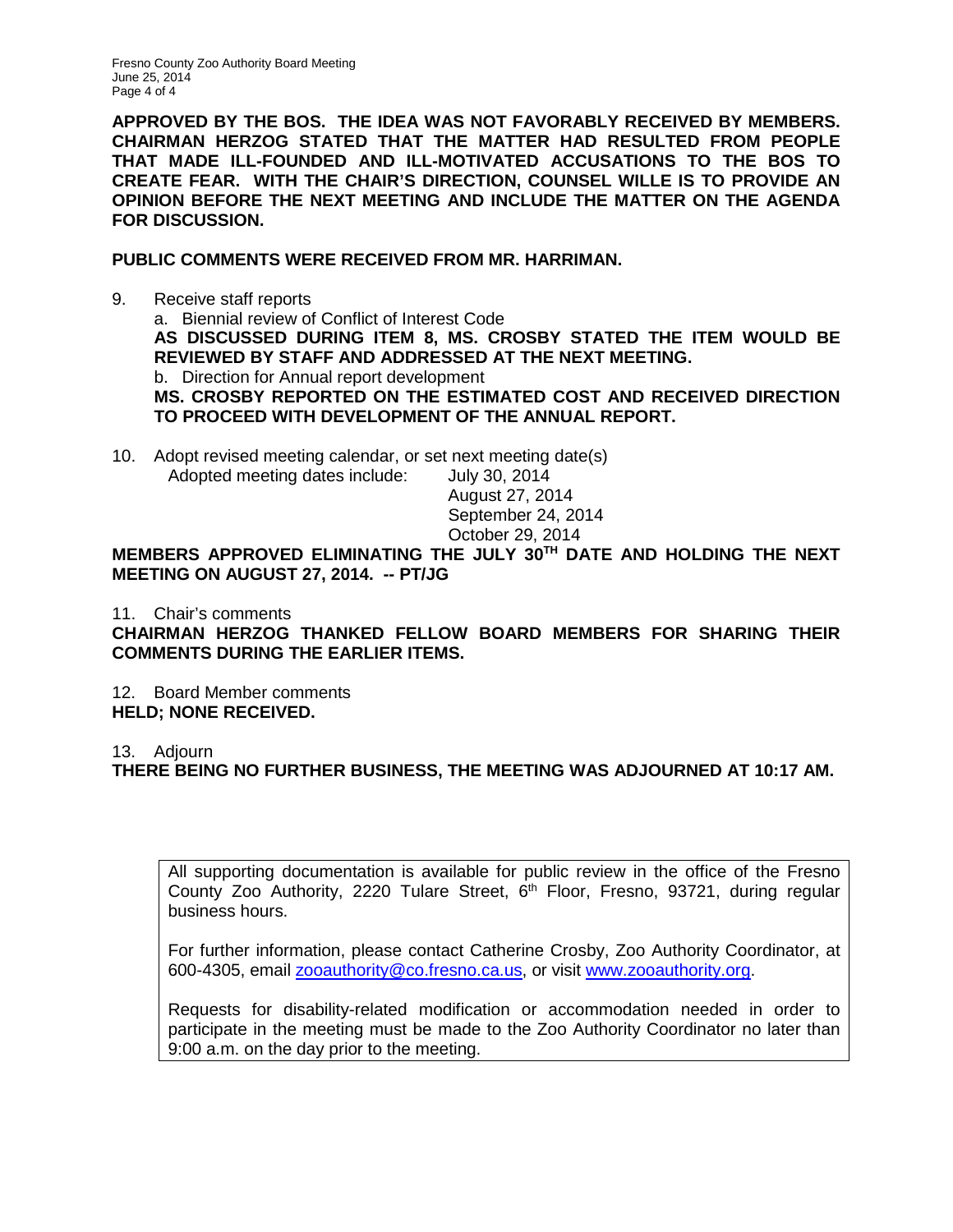**APPROVED BY THE BOS. THE IDEA WAS NOT FAVORABLY RECEIVED BY MEMBERS. CHAIRMAN HERZOG STATED THAT THE MATTER HAD RESULTED FROM PEOPLE THAT MADE ILL-FOUNDED AND ILL-MOTIVATED ACCUSATIONS TO THE BOS TO CREATE FEAR. WITH THE CHAIR'S DIRECTION, COUNSEL WILLE IS TO PROVIDE AN OPINION BEFORE THE NEXT MEETING AND INCLUDE THE MATTER ON THE AGENDA FOR DISCUSSION.**

**PUBLIC COMMENTS WERE RECEIVED FROM MR. HARRIMAN.**

9. Receive staff reports

   a. Biennial review of Conflict of Interest Code

   **AS DISCUSSED DURING ITEM 8, MS. CROSBY STATED THE ITEM WOULD BE REVIEWED BY STAFF AND ADDRESSED AT THE NEXT MEETING.**

   b. Direction for Annual report development

   **MS. CROSBY REPORTED ON THE ESTIMATED COST AND RECEIVED DIRECTION TO PROCEED WITH DEVELOPMENT OF THE ANNUAL REPORT.**

10. Adopt revised meeting calendar, or set next meeting date(s)

    Adopted meeting dates include: July 30, 2014
    August 27, 2014
    September 24, 2014
    October 29, 2014

**MEMBERS APPROVED ELIMINATING THE JULY 30TH DATE AND HOLDING THE NEXT MEETING ON AUGUST 27, 2014. -- PT/JG**

11. Chair's comments

**CHAIRMAN HERZOG THANKED FELLOW BOARD MEMBERS FOR SHARING THEIR COMMENTS DURING THE EARLIER ITEMS.**

12. Board Member comments

**HELD; NONE RECEIVED.**

13. Adjourn

**THERE BEING NO FURTHER BUSINESS, THE MEETING WAS ADJOURNED AT 10:17 AM.**

All supporting documentation is available for public review in the office of the Fresno County Zoo Authority, 2220 Tulare Street, 6th Floor, Fresno, 93721, during regular business hours.

For further information, please contact Catherine Crosby, Zoo Authority Coordinator, at 600-4305, email zooauthority@co.fresno.ca.us, or visit www.zooauthority.org.

Requests for disability-related modification or accommodation needed in order to participate in the meeting must be made to the Zoo Authority Coordinator no later than 9:00 a.m. on the day prior to the meeting.